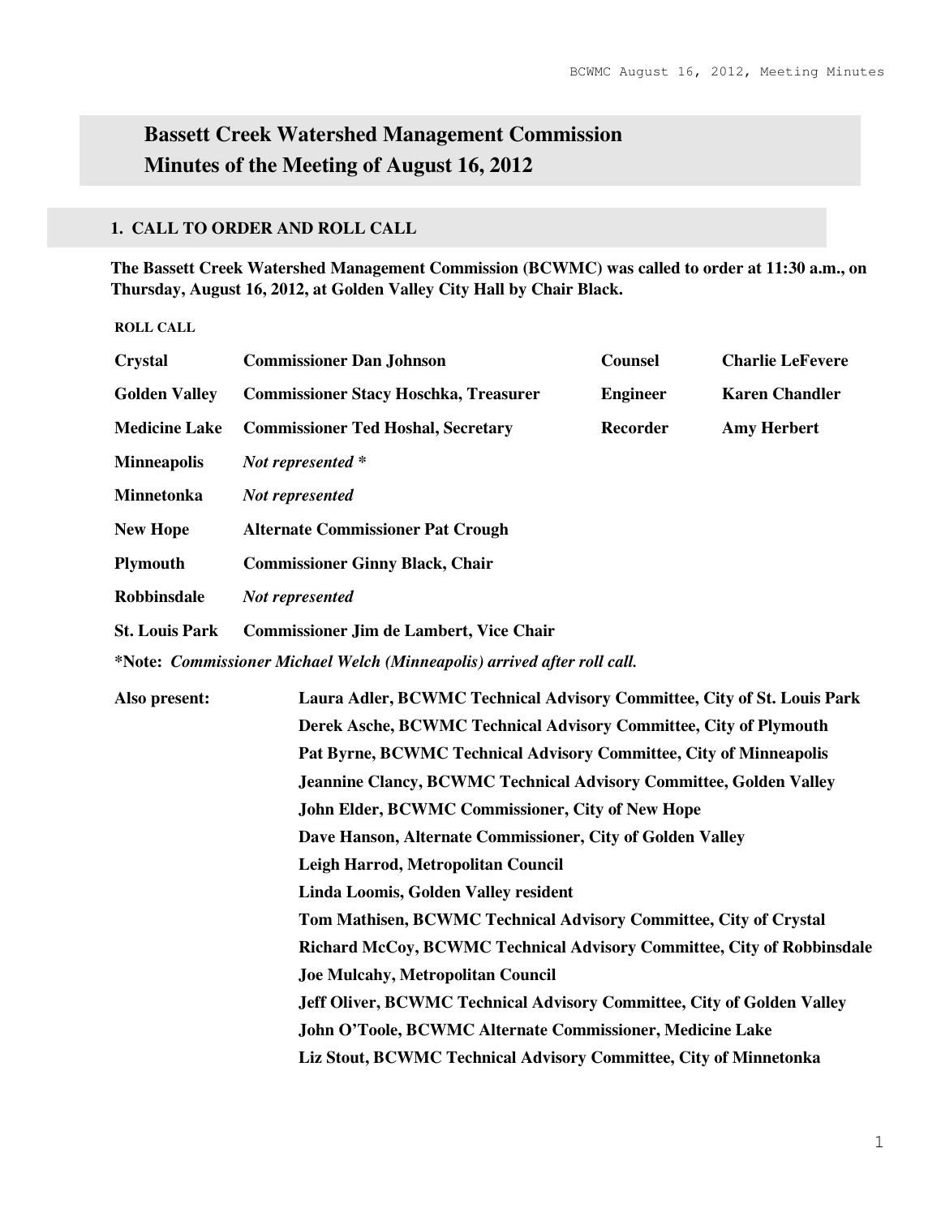# Bassett Creek Watershed Management Commission
# Minutes of the Meeting of August 16, 2012

## 1. CALL TO ORDER AND ROLL CALL

**The Bassett Creek Watershed Management Commission (BCWMC) was called to order at 11:30 a.m., on Thursday, August 16, 2012, at Golden Valley City Hall by Chair Black.**

**ROLL CALL**

| | | | |
|---|---|---|---|
| **Crystal** | **Commissioner Dan Johnson** | **Counsel** | **Charlie LeFevere** |
| **Golden Valley** | **Commissioner Stacy Hoschka, Treasurer** | **Engineer** | **Karen Chandler** |
| **Medicine Lake** | **Commissioner Ted Hoshal, Secretary** | **Recorder** | **Amy Herbert** |
| **Minneapolis** | ***Not represented**** | | |
| **Minnetonka** | ***Not represented*** | | |
| **New Hope** | **Alternate Commissioner Pat Crough** | | |
| **Plymouth** | **Commissioner Ginny Black, Chair** | | |
| **Robbinsdale** | ***Not represented*** | | |
| **St. Louis Park** | **Commissioner Jim de Lambert, Vice Chair** | | |

***Note:** ***Commissioner Michael Welch (Minneapolis) arrived after roll call.***

**Also present:**

- **Laura Adler, BCWMC Technical Advisory Committee, City of St. Louis Park**
- **Derek Asche, BCWMC Technical Advisory Committee, City of Plymouth**
- **Pat Byrne, BCWMC Technical Advisory Committee, City of Minneapolis**
- **Jeannine Clancy, BCWMC Technical Advisory Committee, Golden Valley**
- **John Elder, BCWMC Commissioner, City of New Hope**
- **Dave Hanson, Alternate Commissioner, City of Golden Valley**
- **Leigh Harrod, Metropolitan Council**
- **Linda Loomis, Golden Valley resident**
- **Tom Mathisen, BCWMC Technical Advisory Committee, City of Crystal**
- **Richard McCoy, BCWMC Technical Advisory Committee, City of Robbinsdale**
- **Joe Mulcahy, Metropolitan Council**
- **Jeff Oliver, BCWMC Technical Advisory Committee, City of Golden Valley**
- **John O'Toole, BCWMC Alternate Commissioner, Medicine Lake**
- **Liz Stout, BCWMC Technical Advisory Committee, City of Minnetonka**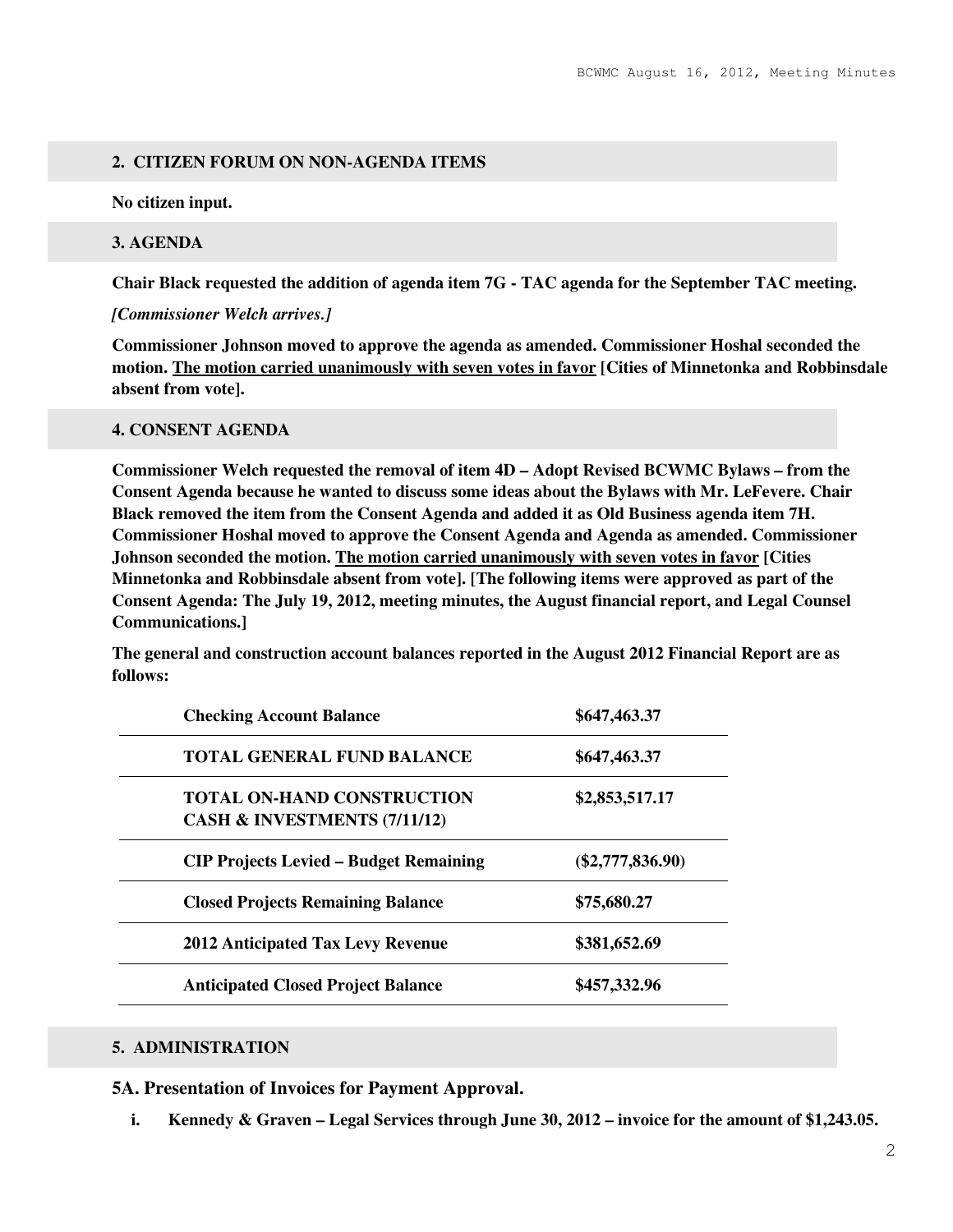## 2. CITIZEN FORUM ON NON-AGENDA ITEMS

**No citizen input.**

## 3. AGENDA

**Chair Black requested the addition of agenda item 7G - TAC agenda for the September TAC meeting.**

***[Commissioner Welch arrives.]***

**Commissioner Johnson moved to approve the agenda as amended. Commissioner Hoshal seconded the motion. <u>The motion carried unanimously with seven votes in favor</u> [Cities of Minnetonka and Robbinsdale absent from vote].**

## 4. CONSENT AGENDA

**Commissioner Welch requested the removal of item 4D – Adopt Revised BCWMC Bylaws – from the Consent Agenda because he wanted to discuss some ideas about the Bylaws with Mr. LeFevere. Chair Black removed the item from the Consent Agenda and added it as Old Business agenda item 7H. Commissioner Hoshal moved to approve the Consent Agenda and Agenda as amended. Commissioner Johnson seconded the motion. <u>The motion carried unanimously with seven votes in favor</u> [Cities Minnetonka and Robbinsdale absent from vote]. [The following items were approved as part of the Consent Agenda: The July 19, 2012, meeting minutes, the August financial report, and Legal Counsel Communications.]**

**The general and construction account balances reported in the August 2012 Financial Report are as follows:**

| | |
|---|---|
| **Checking Account Balance** | **$647,463.37** |
| **TOTAL GENERAL FUND BALANCE** | **$647,463.37** |
| **TOTAL ON-HAND CONSTRUCTION CASH & INVESTMENTS (7/11/12)** | **$2,853,517.17** |
| **CIP Projects Levied – Budget Remaining** | **($2,777,836.90)** |
| **Closed Projects Remaining Balance** | **$75,680.27** |
| **2012 Anticipated Tax Levy Revenue** | **$381,652.69** |
| **Anticipated Closed Project Balance** | **$457,332.96** |

## 5. ADMINISTRATION

### 5A. Presentation of Invoices for Payment Approval.

i. **Kennedy & Graven – Legal Services through June 30, 2012 – invoice for the amount of $1,243.05.**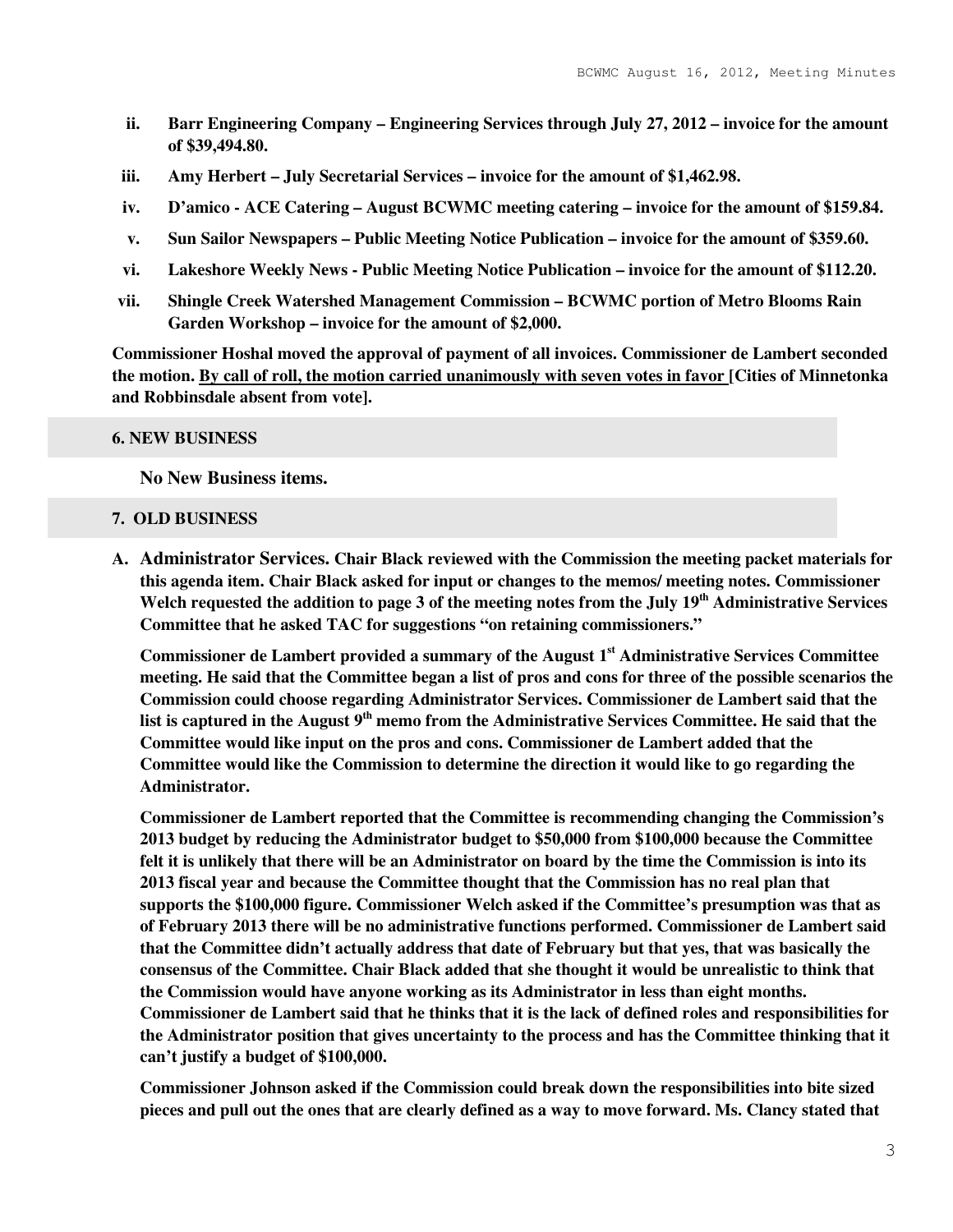ii. **Barr Engineering Company – Engineering Services through July 27, 2012 – invoice for the amount of $39,494.80.**

iii. **Amy Herbert – July Secretarial Services – invoice for the amount of $1,462.98.**

iv. **D'amico - ACE Catering – August BCWMC meeting catering – invoice for the amount of $159.84.**

v. **Sun Sailor Newspapers – Public Meeting Notice Publication – invoice for the amount of $359.60.**

vi. **Lakeshore Weekly News - Public Meeting Notice Publication – invoice for the amount of $112.20.**

vii. **Shingle Creek Watershed Management Commission – BCWMC portion of Metro Blooms Rain Garden Workshop – invoice for the amount of $2,000.**

**Commissioner Hoshal moved the approval of payment of all invoices. Commissioner de Lambert seconded the motion. <u>By call of roll, the motion carried unanimously with seven votes in favor</u> [Cities of Minnetonka and Robbinsdale absent from vote].**

## 6. NEW BUSINESS

**No New Business items.**

## 7. OLD BUSINESS

**A. Administrator Services. Chair Black reviewed with the Commission the meeting packet materials for this agenda item. Chair Black asked for input or changes to the memos/ meeting notes. Commissioner Welch requested the addition to page 3 of the meeting notes from the July 19th Administrative Services Committee that he asked TAC for suggestions "on retaining commissioners."**

**Commissioner de Lambert provided a summary of the August 1st Administrative Services Committee meeting. He said that the Committee began a list of pros and cons for three of the possible scenarios the Commission could choose regarding Administrator Services. Commissioner de Lambert said that the list is captured in the August 9th memo from the Administrative Services Committee. He said that the Committee would like input on the pros and cons. Commissioner de Lambert added that the Committee would like the Commission to determine the direction it would like to go regarding the Administrator.**

**Commissioner de Lambert reported that the Committee is recommending changing the Commission's 2013 budget by reducing the Administrator budget to $50,000 from $100,000 because the Committee felt it is unlikely that there will be an Administrator on board by the time the Commission is into its 2013 fiscal year and because the Committee thought that the Commission has no real plan that supports the $100,000 figure. Commissioner Welch asked if the Committee's presumption was that as of February 2013 there will be no administrative functions performed. Commissioner de Lambert said that the Committee didn't actually address that date of February but that yes, that was basically the consensus of the Committee. Chair Black added that she thought it would be unrealistic to think that the Commission would have anyone working as its Administrator in less than eight months. Commissioner de Lambert said that he thinks that it is the lack of defined roles and responsibilities for the Administrator position that gives uncertainty to the process and has the Committee thinking that it can't justify a budget of $100,000.**

**Commissioner Johnson asked if the Commission could break down the responsibilities into bite sized pieces and pull out the ones that are clearly defined as a way to move forward. Ms. Clancy stated that**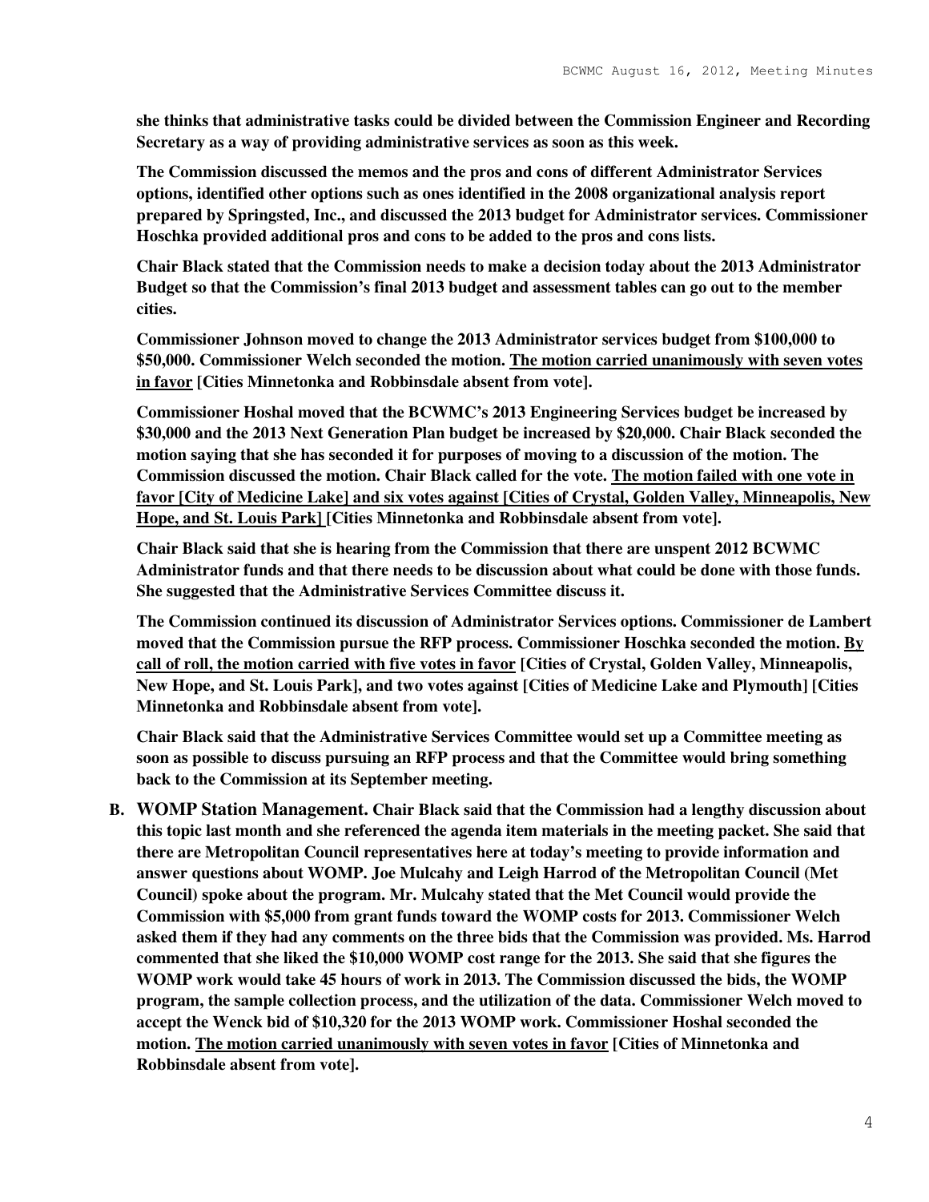**she thinks that administrative tasks could be divided between the Commission Engineer and Recording Secretary as a way of providing administrative services as soon as this week.**

**The Commission discussed the memos and the pros and cons of different Administrator Services options, identified other options such as ones identified in the 2008 organizational analysis report prepared by Springsted, Inc., and discussed the 2013 budget for Administrator services. Commissioner Hoschka provided additional pros and cons to be added to the pros and cons lists.**

**Chair Black stated that the Commission needs to make a decision today about the 2013 Administrator Budget so that the Commission's final 2013 budget and assessment tables can go out to the member cities.**

**Commissioner Johnson moved to change the 2013 Administrator services budget from $100,000 to $50,000. Commissioner Welch seconded the motion. The motion carried unanimously with seven votes in favor [Cities Minnetonka and Robbinsdale absent from vote].**

**Commissioner Hoshal moved that the BCWMC's 2013 Engineering Services budget be increased by $30,000 and the 2013 Next Generation Plan budget be increased by $20,000. Chair Black seconded the motion saying that she has seconded it for purposes of moving to a discussion of the motion. The Commission discussed the motion. Chair Black called for the vote. The motion failed with one vote in favor [City of Medicine Lake] and six votes against [Cities of Crystal, Golden Valley, Minneapolis, New Hope, and St. Louis Park] [Cities Minnetonka and Robbinsdale absent from vote].**

**Chair Black said that she is hearing from the Commission that there are unspent 2012 BCWMC Administrator funds and that there needs to be discussion about what could be done with those funds. She suggested that the Administrative Services Committee discuss it.**

**The Commission continued its discussion of Administrator Services options. Commissioner de Lambert moved that the Commission pursue the RFP process. Commissioner Hoschka seconded the motion. By call of roll, the motion carried with five votes in favor [Cities of Crystal, Golden Valley, Minneapolis, New Hope, and St. Louis Park], and two votes against [Cities of Medicine Lake and Plymouth] [Cities Minnetonka and Robbinsdale absent from vote].**

**Chair Black said that the Administrative Services Committee would set up a Committee meeting as soon as possible to discuss pursuing an RFP process and that the Committee would bring something back to the Commission at its September meeting.**

**B. WOMP Station Management. Chair Black said that the Commission had a lengthy discussion about this topic last month and she referenced the agenda item materials in the meeting packet. She said that there are Metropolitan Council representatives here at today's meeting to provide information and answer questions about WOMP. Joe Mulcahy and Leigh Harrod of the Metropolitan Council (Met Council) spoke about the program. Mr. Mulcahy stated that the Met Council would provide the Commission with $5,000 from grant funds toward the WOMP costs for 2013. Commissioner Welch asked them if they had any comments on the three bids that the Commission was provided. Ms. Harrod commented that she liked the $10,000 WOMP cost range for the 2013. She said that she figures the WOMP work would take 45 hours of work in 2013. The Commission discussed the bids, the WOMP program, the sample collection process, and the utilization of the data. Commissioner Welch moved to accept the Wenck bid of $10,320 for the 2013 WOMP work. Commissioner Hoshal seconded the motion. The motion carried unanimously with seven votes in favor [Cities of Minnetonka and Robbinsdale absent from vote].**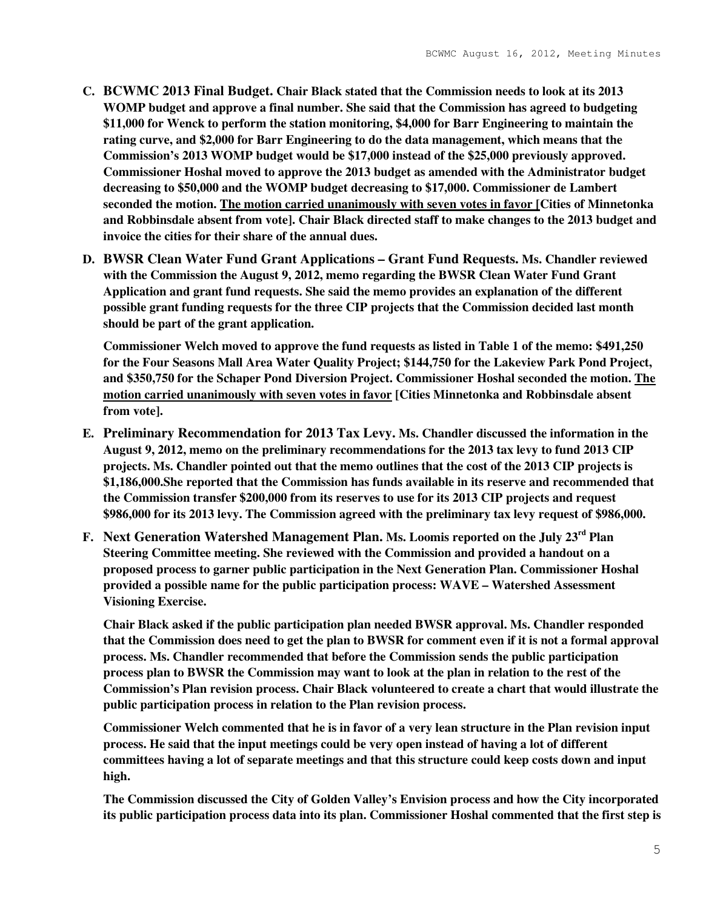**C. BCWMC 2013 Final Budget.** **Chair Black stated that the Commission needs to look at its 2013 WOMP budget and approve a final number. She said that the Commission has agreed to budgeting $11,000 for Wenck to perform the station monitoring, $4,000 for Barr Engineering to maintain the rating curve, and $2,000 for Barr Engineering to do the data management, which means that the Commission's 2013 WOMP budget would be $17,000 instead of the $25,000 previously approved. Commissioner Hoshal moved to approve the 2013 budget as amended with the Administrator budget decreasing to $50,000 and the WOMP budget decreasing to $17,000. Commissioner de Lambert seconded the motion. <u>The motion carried unanimously with seven votes in favor [</u>Cities of Minnetonka and Robbinsdale absent from vote]. Chair Black directed staff to make changes to the 2013 budget and invoice the cities for their share of the annual dues.**

**D. BWSR Clean Water Fund Grant Applications – Grant Fund Requests.** **Ms. Chandler reviewed with the Commission the August 9, 2012, memo regarding the BWSR Clean Water Fund Grant Application and grant fund requests. She said the memo provides an explanation of the different possible grant funding requests for the three CIP projects that the Commission decided last month should be part of the grant application.**

**Commissioner Welch moved to approve the fund requests as listed in Table 1 of the memo: $491,250 for the Four Seasons Mall Area Water Quality Project; $144,750 for the Lakeview Park Pond Project, and $350,750 for the Schaper Pond Diversion Project. Commissioner Hoshal seconded the motion. <u>The motion carried unanimously with seven votes in favor</u> [Cities Minnetonka and Robbinsdale absent from vote].**

**E. Preliminary Recommendation for 2013 Tax Levy.** **Ms. Chandler discussed the information in the August 9, 2012, memo on the preliminary recommendations for the 2013 tax levy to fund 2013 CIP projects. Ms. Chandler pointed out that the memo outlines that the cost of the 2013 CIP projects is $1,186,000.She reported that the Commission has funds available in its reserve and recommended that the Commission transfer $200,000 from its reserves to use for its 2013 CIP projects and request $986,000 for its 2013 levy. The Commission agreed with the preliminary tax levy request of $986,000.**

**F. Next Generation Watershed Management Plan.** **Ms. Loomis reported on the July 23rd Plan Steering Committee meeting. She reviewed with the Commission and provided a handout on a proposed process to garner public participation in the Next Generation Plan. Commissioner Hoshal provided a possible name for the public participation process: WAVE – Watershed Assessment Visioning Exercise.**

**Chair Black asked if the public participation plan needed BWSR approval. Ms. Chandler responded that the Commission does need to get the plan to BWSR for comment even if it is not a formal approval process. Ms. Chandler recommended that before the Commission sends the public participation process plan to BWSR the Commission may want to look at the plan in relation to the rest of the Commission's Plan revision process. Chair Black volunteered to create a chart that would illustrate the public participation process in relation to the Plan revision process.**

**Commissioner Welch commented that he is in favor of a very lean structure in the Plan revision input process. He said that the input meetings could be very open instead of having a lot of different committees having a lot of separate meetings and that this structure could keep costs down and input high.**

**The Commission discussed the City of Golden Valley's Envision process and how the City incorporated its public participation process data into its plan. Commissioner Hoshal commented that the first step is**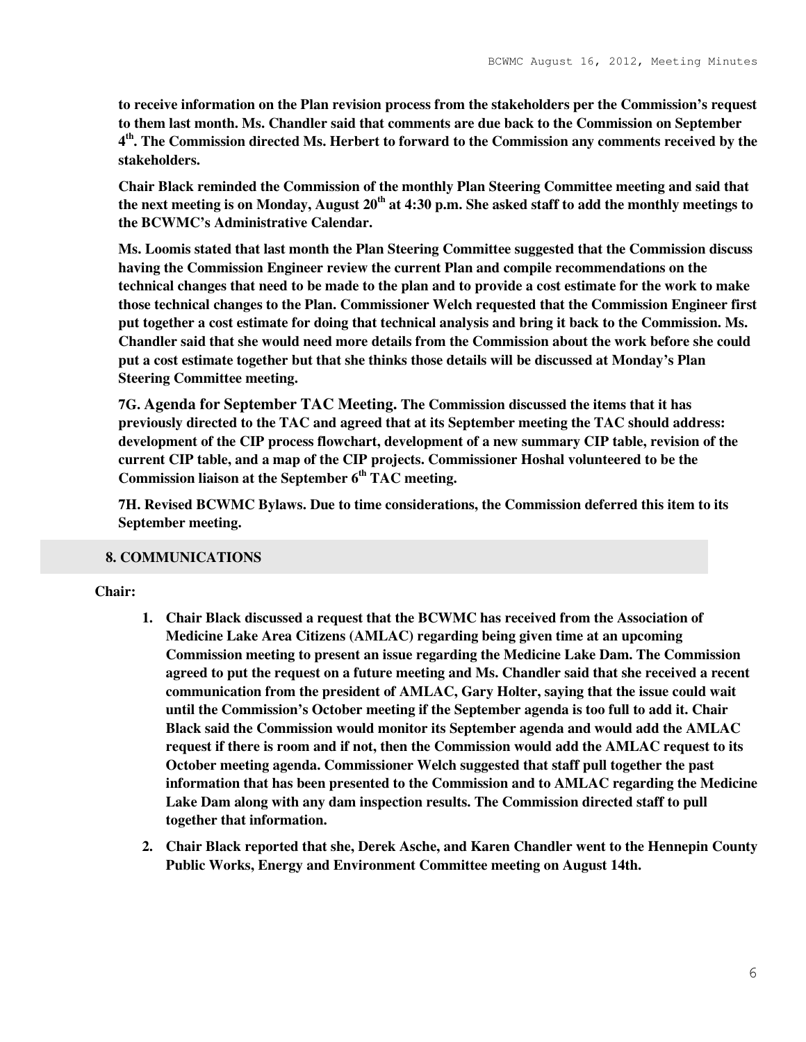**to receive information on the Plan revision process from the stakeholders per the Commission's request to them last month. Ms. Chandler said that comments are due back to the Commission on September 4th. The Commission directed Ms. Herbert to forward to the Commission any comments received by the stakeholders.**

**Chair Black reminded the Commission of the monthly Plan Steering Committee meeting and said that the next meeting is on Monday, August 20th at 4:30 p.m. She asked staff to add the monthly meetings to the BCWMC's Administrative Calendar.**

**Ms. Loomis stated that last month the Plan Steering Committee suggested that the Commission discuss having the Commission Engineer review the current Plan and compile recommendations on the technical changes that need to be made to the plan and to provide a cost estimate for the work to make those technical changes to the Plan. Commissioner Welch requested that the Commission Engineer first put together a cost estimate for doing that technical analysis and bring it back to the Commission. Ms. Chandler said that she would need more details from the Commission about the work before she could put a cost estimate together but that she thinks those details will be discussed at Monday's Plan Steering Committee meeting.**

**7G. Agenda for September TAC Meeting. The Commission discussed the items that it has previously directed to the TAC and agreed that at its September meeting the TAC should address: development of the CIP process flowchart, development of a new summary CIP table, revision of the current CIP table, and a map of the CIP projects. Commissioner Hoshal volunteered to be the Commission liaison at the September 6th TAC meeting.**

**7H. Revised BCWMC Bylaws. Due to time considerations, the Commission deferred this item to its September meeting.**

## 8. COMMUNICATIONS

**Chair:**

1. **Chair Black discussed a request that the BCWMC has received from the Association of Medicine Lake Area Citizens (AMLAC) regarding being given time at an upcoming Commission meeting to present an issue regarding the Medicine Lake Dam. The Commission agreed to put the request on a future meeting and Ms. Chandler said that she received a recent communication from the president of AMLAC, Gary Holter, saying that the issue could wait until the Commission's October meeting if the September agenda is too full to add it. Chair Black said the Commission would monitor its September agenda and would add the AMLAC request if there is room and if not, then the Commission would add the AMLAC request to its October meeting agenda. Commissioner Welch suggested that staff pull together the past information that has been presented to the Commission and to AMLAC regarding the Medicine Lake Dam along with any dam inspection results. The Commission directed staff to pull together that information.**
2. **Chair Black reported that she, Derek Asche, and Karen Chandler went to the Hennepin County Public Works, Energy and Environment Committee meeting on August 14th.**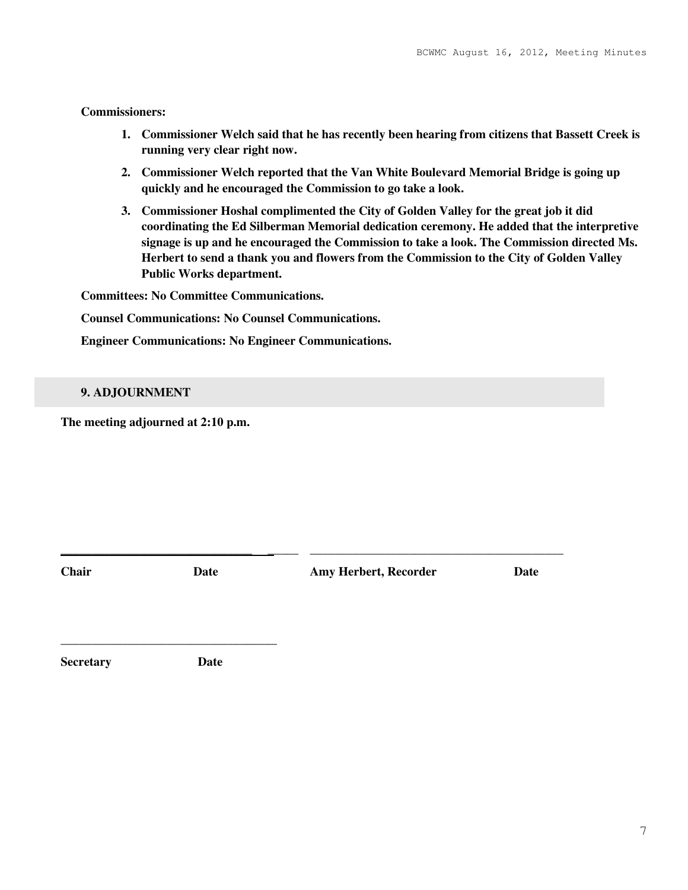**Commissioners:**

1. **Commissioner Welch said that he has recently been hearing from citizens that Bassett Creek is running very clear right now.**
2. **Commissioner Welch reported that the Van White Boulevard Memorial Bridge is going up quickly and he encouraged the Commission to go take a look.**
3. **Commissioner Hoshal complimented the City of Golden Valley for the great job it did coordinating the Ed Silberman Memorial dedication ceremony. He added that the interpretive signage is up and he encouraged the Commission to take a look. The Commission directed Ms. Herbert to send a thank you and flowers from the Commission to the City of Golden Valley Public Works department.**

**Committees: No Committee Communications.**

**Counsel Communications: No Counsel Communications.**

**Engineer Communications: No Engineer Communications.**

## 9. ADJOURNMENT

**The meeting adjourned at 2:10 p.m.**

_______________________________ _______________________________

**Chair Date** **Amy Herbert, Recorder Date**

_______________________________

**Secretary Date**